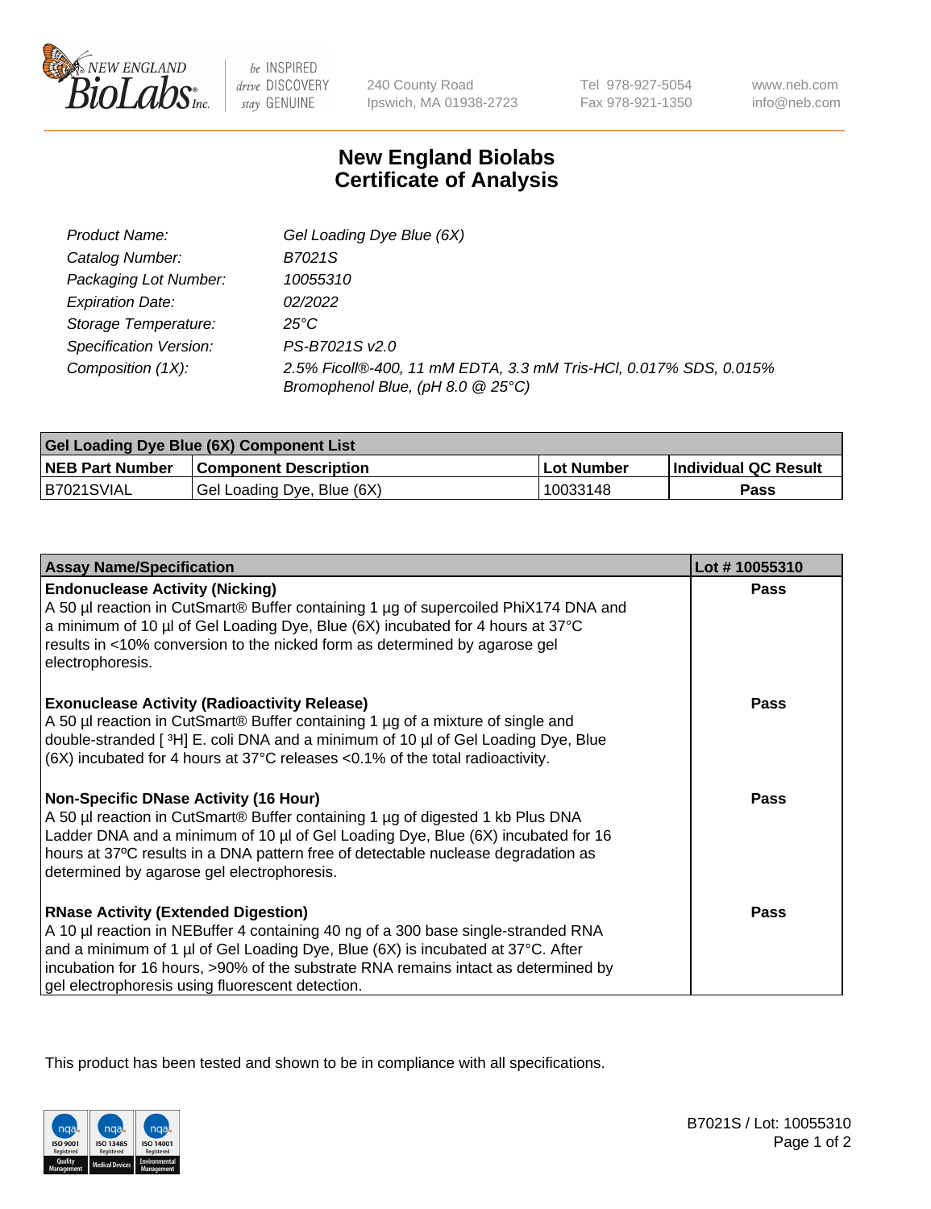# New England Biolabs
## Certificate of Analysis

| | |
|---|---|
| *Product Name:* | *Gel Loading Dye Blue (6X)* |
| *Catalog Number:* | *B7021S* |
| *Packaging Lot Number:* | *10055310* |
| *Expiration Date:* | *02/2022* |
| *Storage Temperature:* | *25°C* |
| *Specification Version:* | *PS-B7021S v2.0* |
| *Composition (1X):* | *2.5% Ficoll®-400, 11 mM EDTA, 3.3 mM Tris-HCl, 0.017% SDS, 0.015% Bromophenol Blue, (pH 8.0 @ 25°C)* |

| Gel Loading Dye Blue (6X) Component List | | | |
|---|---|---|---|
| **NEB Part Number** | **Component Description** | **Lot Number** | **Individual QC Result** |
| B7021SVIAL | Gel Loading Dye, Blue (6X) | 10033148 | **Pass** |

| Assay Name/Specification | Lot # 10055310 |
|---|---|
| **Endonuclease Activity (Nicking)**<br>A 50 µl reaction in CutSmart® Buffer containing 1 µg of supercoiled PhiX174 DNA and a minimum of 10 µl of Gel Loading Dye, Blue (6X) incubated for 4 hours at 37°C results in <10% conversion to the nicked form as determined by agarose gel electrophoresis. | **Pass** |
| **Exonuclease Activity (Radioactivity Release)**<br>A 50 µl reaction in CutSmart® Buffer containing 1 µg of a mixture of single and double-stranded [ $^3$H] E. coli DNA and a minimum of 10 µl of Gel Loading Dye, Blue (6X) incubated for 4 hours at 37°C releases <0.1% of the total radioactivity. | **Pass** |
| **Non-Specific DNase Activity (16 Hour)**<br>A 50 µl reaction in CutSmart® Buffer containing 1 µg of digested 1 kb Plus DNA Ladder DNA and a minimum of 10 µl of Gel Loading Dye, Blue (6X) incubated for 16 hours at 37ºC results in a DNA pattern free of detectable nuclease degradation as determined by agarose gel electrophoresis. | **Pass** |
| **RNase Activity (Extended Digestion)**<br>A 10 µl reaction in NEBuffer 4 containing 40 ng of a 300 base single-stranded RNA and a minimum of 1 µl of Gel Loading Dye, Blue (6X) is incubated at 37°C. After incubation for 16 hours, >90% of the substrate RNA remains intact as determined by gel electrophoresis using fluorescent detection. | **Pass** |

This product has been tested and shown to be in compliance with all specifications.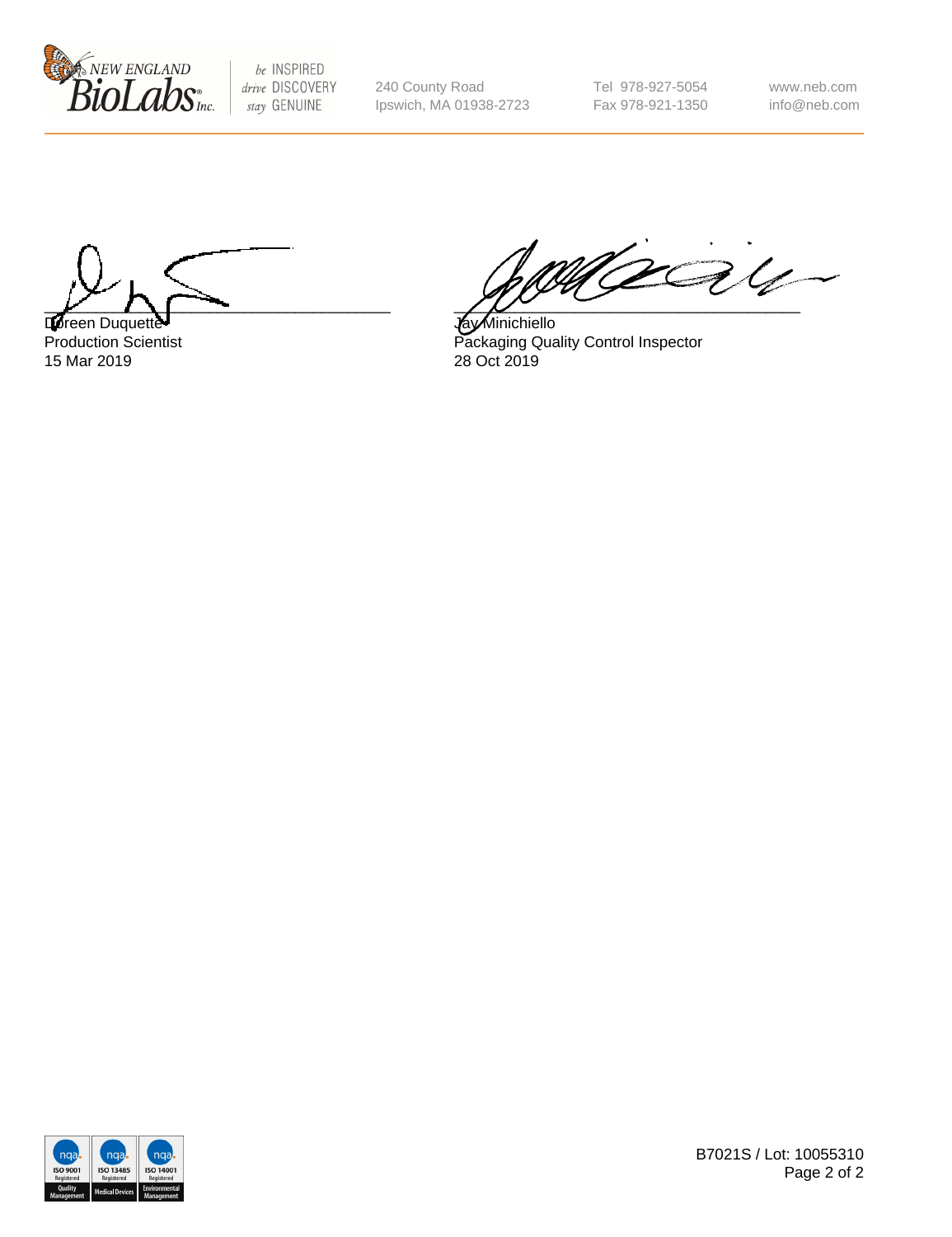NEW ENGLAND BioLabs Inc. — be INSPIRED drive DISCOVERY stay GENUINE

240 County Road
Ipswich, MA 01938-2723

Tel 978-927-5054
Fax 978-921-1350

www.neb.com
info@neb.com

Doreen Duquette
Production Scientist
15 Mar 2019

Jay Minichiello
Packaging Quality Control Inspector
28 Oct 2019

nqa ISO 9001 Registered Quality Management | nqa ISO 13485 Registered Medical Devices | nqa ISO 14001 Registered Environmental Management

B7021S / Lot: 10055310